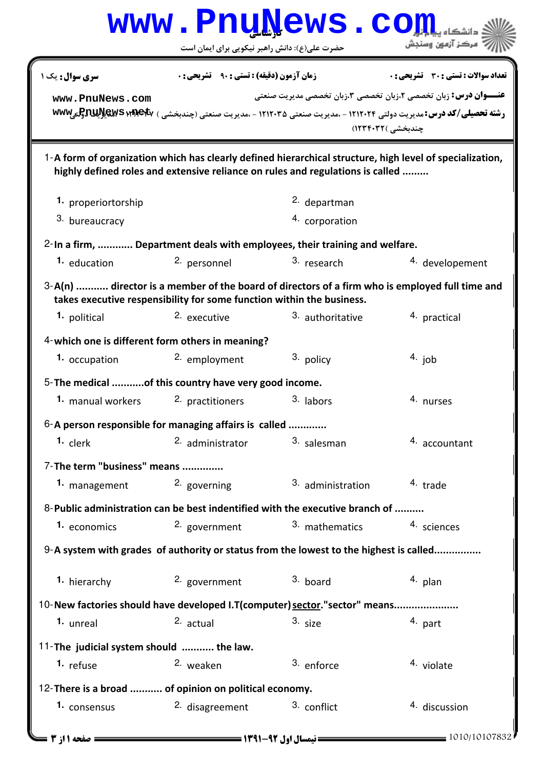کارشناسی

حضرت علی(ع): دانش راهبر نیکویی برای ایمان است

**سری سؤال:** یک ۱ | **زمان آزمون (دقیقه) : تستی :** ۹۰ **تشریحی :** ۰ | **تعداد سوالات : تستی :** ۳۰ **تشریحی :** ۰

**عنـــوان درس:** زبان تخصصی ۲،زبان تخصصی ۳،زبان تخصصی مدیریت صنعتی

**رشته تحصیلی/کد درس:** مدیریت دولتی ۱۲۱۲۰۲۴ - ،مدیریت صنعتی ۱۲۱۲۰۳۵ - ،مدیریت صنعتی (چندبخشی ) ۱۲۱۲۱۰۷ - ،مدیریت دولتی چندبخشی )۱۲۳۴۰۳۲)

1-A form of organization which has clearly defined hierarchical structure, high level of specialization, highly defined roles and extensive reliance on rules and regulations is called .........

1. properiortorship
2. departman
3. bureaucracy
4. corporation

2-In a firm, ............ Department deals with employees, their training and welfare.

1. education
2. personnel
3. research
4. developement

3-A(n) ........... director is a member of the board of directors of a firm who is employed full time and takes executive respensibility for some function within the business.

1. political
2. executive
3. authoritative
4. practical

4-which one is different form others in meaning?

1. occupation
2. employment
3. policy
4. job

5-The medical ...........of this country have very good income.

1. manual workers
2. practitioners
3. labors
4. nurses

6-A person responsible for managing affairs is called .............

1. clerk
2. administrator
3. salesman
4. accountant

7-The term "business" means ..............

1. management
2. governing
3. administration
4. trade

8-Public administration can be best indentified with the executive branch of ..........

1. economics
2. government
3. mathematics
4. sciences

9-A system with grades of authority or status from the lowest to the highest is called................

1. hierarchy
2. government
3. board
4. plan

10-New factories should have developed I.T(computer) sector."sector" means.....................

1. unreal
2. actual
3. size
4. part

11-The judicial system should ........... the law.

1. refuse
2. weaken
3. enforce
4. violate

12-There is a broad ........... of opinion on political economy.

1. consensus
2. disagreement
3. conflict
4. discussion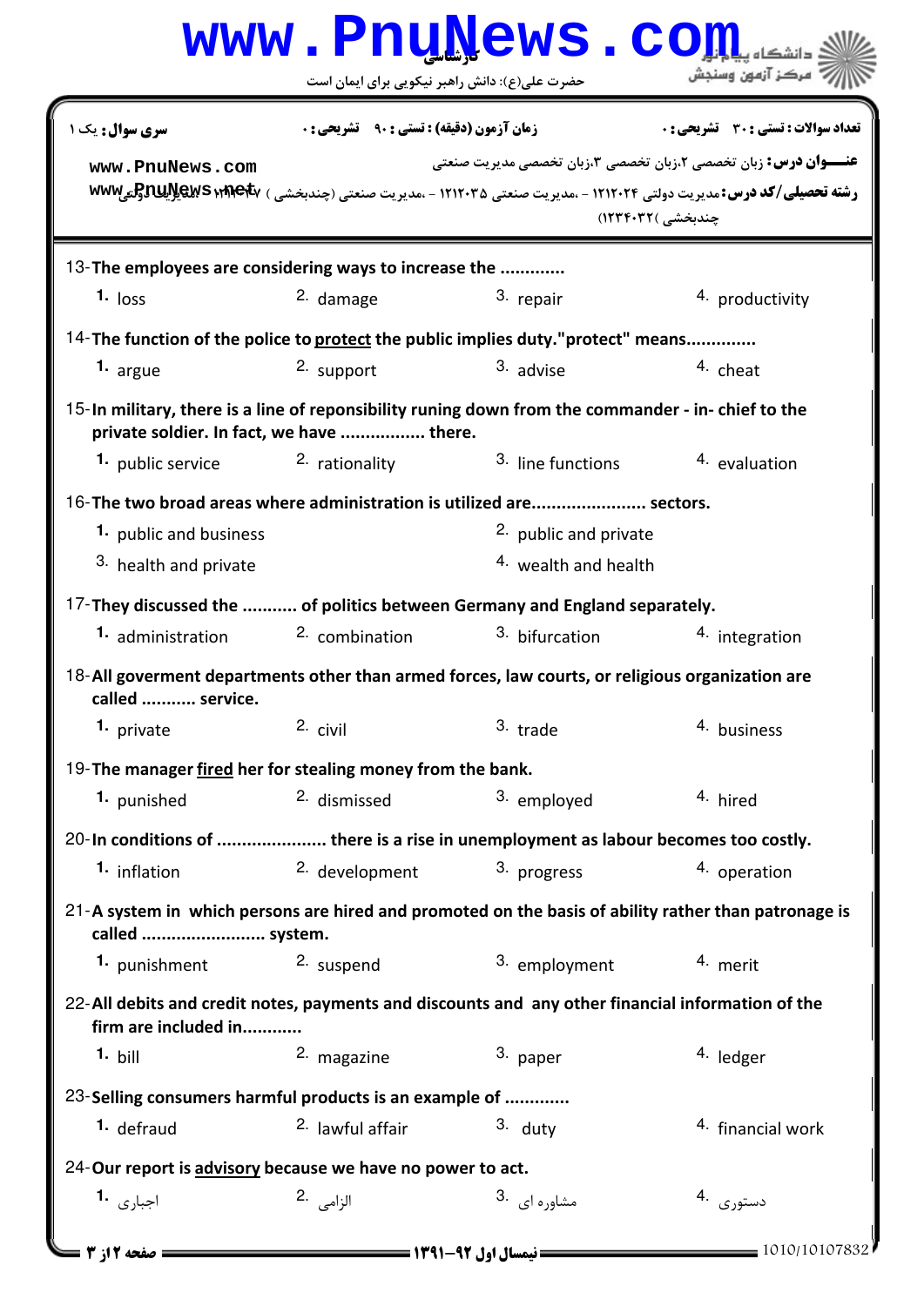13- The employees are considering ways to increase the ............

1. loss
2. damage
3. repair
4. productivity

14- The function of the police to <u>protect</u> the public implies duty."protect" means..............

1. argue
2. support
3. advise
4. cheat

15- In military, there is a line of reponsibility runing down from the commander - in- chief to the private soldier. In fact, we have ................. there.

1. public service
2. rationality
3. line functions
4. evaluation

16- The two broad areas where administration is utilized are....................... sectors.

1. public and business
2. public and private
3. health and private
4. wealth and health

17- They discussed the ........... of politics between Germany and England separately.

1. administration
2. combination
3. bifurcation
4. integration

18- All goverment departments other than armed forces, law courts, or religious organization are called ........... service.

1. private
2. civil
3. trade
4. business

19- The manager <u>fired</u> her for stealing money from the bank.

1. punished
2. dismissed
3. employed
4. hired

20- In conditions of ...................... there is a rise in unemployment as labour becomes too costly.

1. inflation
2. development
3. progress
4. operation

21- A system in which persons are hired and promoted on the basis of ability rather than patronage is called ......................... system.

1. punishment
2. suspend
3. employment
4. merit

22- All debits and credit notes, payments and discounts and any other financial information of the firm are included in............

1. bill
2. magazine
3. paper
4. ledger

23- Selling consumers harmful products is an example of ............

1. defraud
2. lawful affair
3. duty
4. financial work

24- Our report is <u>advisory</u> because we have no power to act.

1. اجباری
2. الزامی
3. مشاوره ای
4. دستوری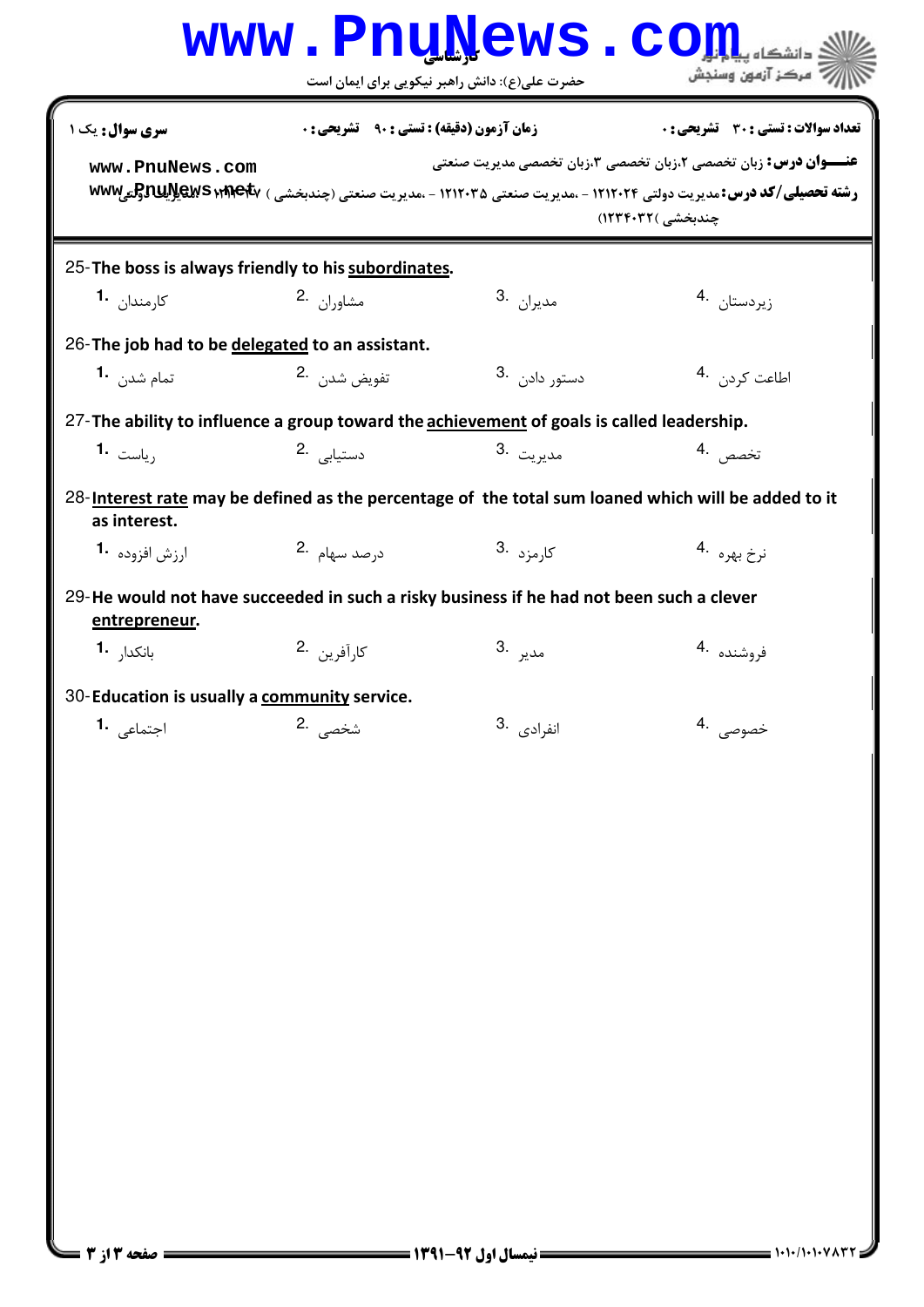25-The boss is always friendly to his **subordinates**.

1. کارمندان
2. مشاوران
3. مدیران
4. زیردستان

26-The job had to be **delegated** to an assistant.

1. تمام شدن
2. تفویض شدن
3. دستور دادن
4. اطاعت کردن

27-The ability to influence a group toward the **achievement** of goals is called leadership.

1. ریاست
2. دستیابی
3. مدیریت
4. تخصص

28-**Interest rate** may be defined as the percentage of the total sum loaned which will be added to it as interest.

1. ارزش افزوده
2. درصد سهام
3. کارمزد
4. نرخ بهره

29-He would not have succeeded in such a risky business if he had not been such a clever **entrepreneur**.

1. بانکدار
2. کارآفرین
3. مدیر
4. فروشنده

30-Education is usually a **community** service.

1. اجتماعی
2. شخصی
3. انفرادی
4. خصوصی